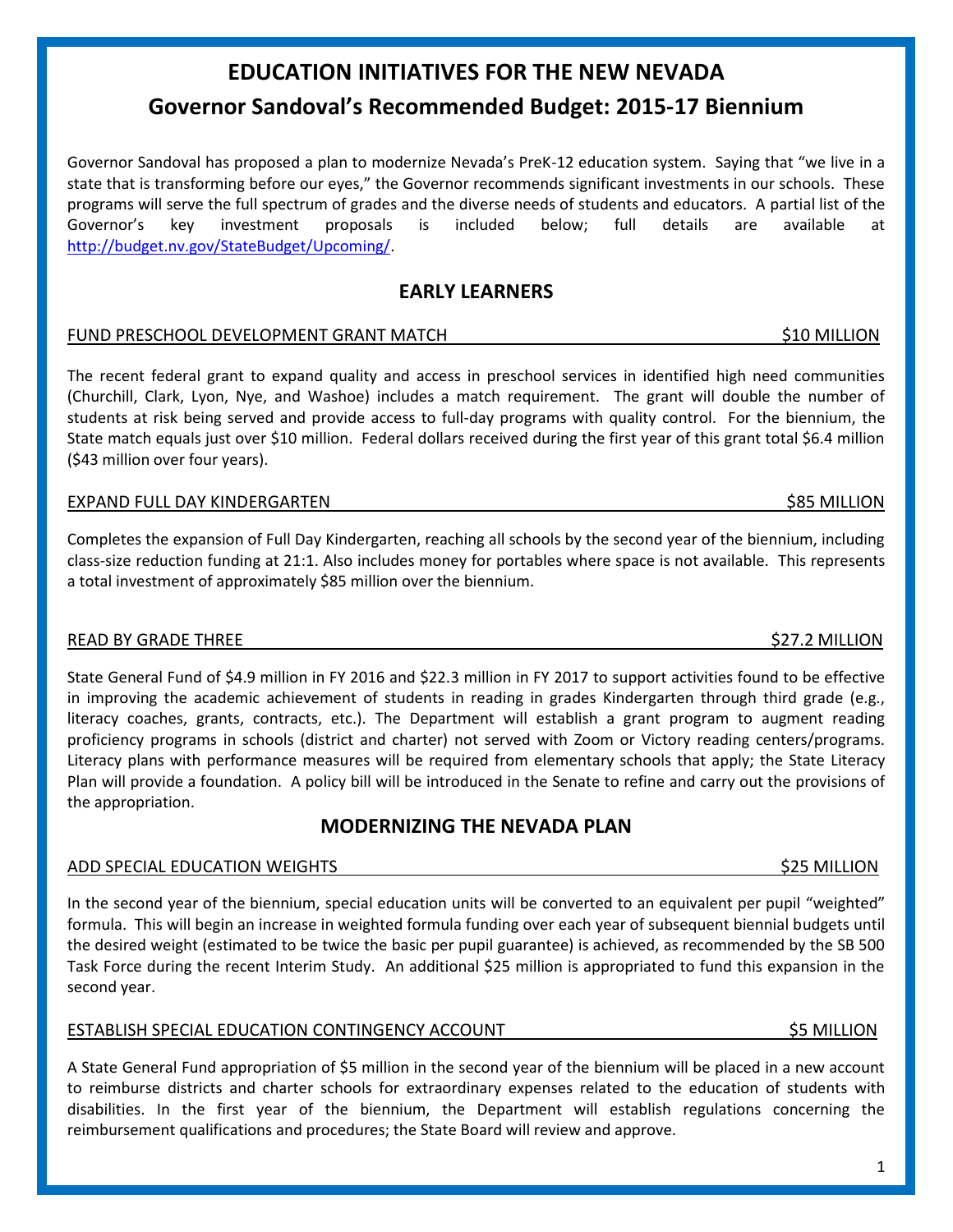# EDUCATION INITIATIVES FOR THE NEW NEVADA

## Governor Sandoval's Recommended Budget: 2015-17 Biennium

Governor Sandoval has proposed a plan to modernize Nevada's PreK-12 education system. Saying that "we live in a state that is transforming before our eyes," the Governor recommends significant investments in our schools. These programs will serve the full spectrum of grades and the diverse needs of students and educators. A partial list of the Governor's key investment proposals is included below; full details are available at http://budget.nv.gov/StateBudget/Upcoming/.

## EARLY LEARNERS

### FUND PRESCHOOL DEVELOPMENT GRANT MATCH — $10 MILLION

The recent federal grant to expand quality and access in preschool services in identified high need communities (Churchill, Clark, Lyon, Nye, and Washoe) includes a match requirement. The grant will double the number of students at risk being served and provide access to full-day programs with quality control. For the biennium, the State match equals just over $10 million. Federal dollars received during the first year of this grant total $6.4 million ($43 million over four years).

### EXPAND FULL DAY KINDERGARTEN — $85 MILLION

Completes the expansion of Full Day Kindergarten, reaching all schools by the second year of the biennium, including class-size reduction funding at 21:1. Also includes money for portables where space is not available. This represents a total investment of approximately $85 million over the biennium.

### READ BY GRADE THREE — $27.2 MILLION

State General Fund of $4.9 million in FY 2016 and $22.3 million in FY 2017 to support activities found to be effective in improving the academic achievement of students in reading in grades Kindergarten through third grade (e.g., literacy coaches, grants, contracts, etc.). The Department will establish a grant program to augment reading proficiency programs in schools (district and charter) not served with Zoom or Victory reading centers/programs. Literacy plans with performance measures will be required from elementary schools that apply; the State Literacy Plan will provide a foundation. A policy bill will be introduced in the Senate to refine and carry out the provisions of the appropriation.

## MODERNIZING THE NEVADA PLAN

### ADD SPECIAL EDUCATION WEIGHTS — $25 MILLION

In the second year of the biennium, special education units will be converted to an equivalent per pupil "weighted" formula. This will begin an increase in weighted formula funding over each year of subsequent biennial budgets until the desired weight (estimated to be twice the basic per pupil guarantee) is achieved, as recommended by the SB 500 Task Force during the recent Interim Study. An additional $25 million is appropriated to fund this expansion in the second year.

### ESTABLISH SPECIAL EDUCATION CONTINGENCY ACCOUNT — $5 MILLION

A State General Fund appropriation of $5 million in the second year of the biennium will be placed in a new account to reimburse districts and charter schools for extraordinary expenses related to the education of students with disabilities. In the first year of the biennium, the Department will establish regulations concerning the reimbursement qualifications and procedures; the State Board will review and approve.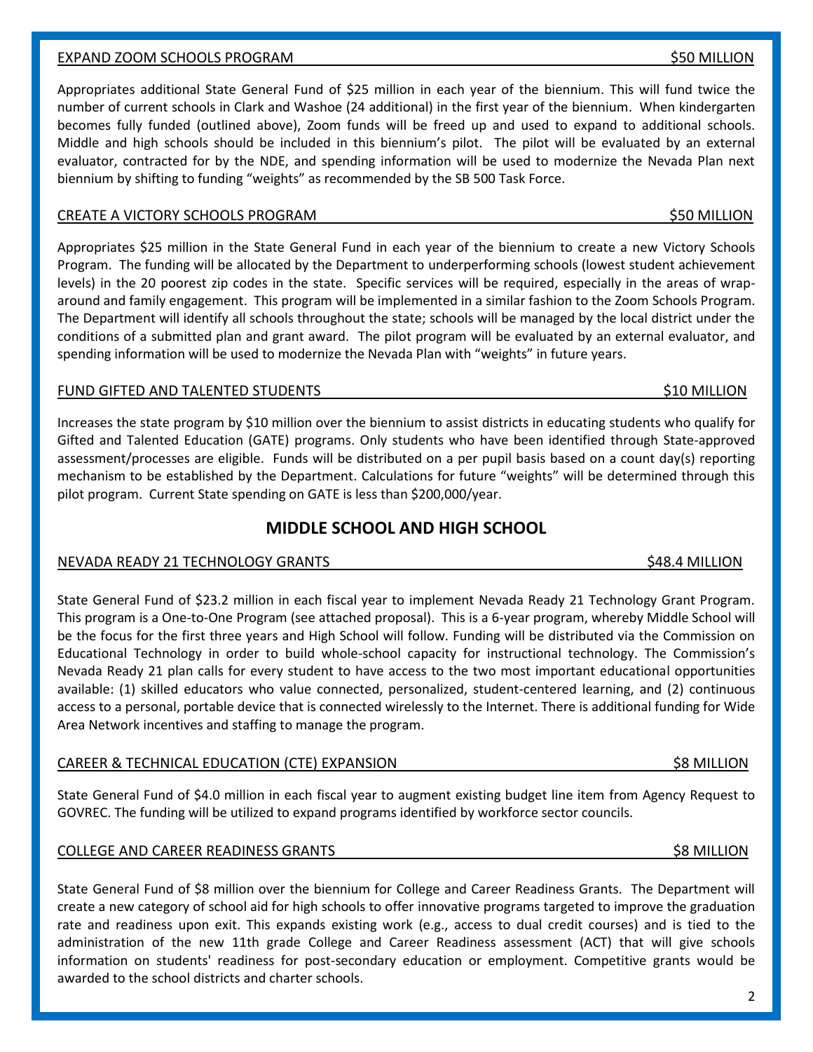### EXPAND ZOOM SCHOOLS PROGRAM — $50 MILLION

Appropriates additional State General Fund of $25 million in each year of the biennium. This will fund twice the number of current schools in Clark and Washoe (24 additional) in the first year of the biennium. When kindergarten becomes fully funded (outlined above), Zoom funds will be freed up and used to expand to additional schools. Middle and high schools should be included in this biennium's pilot. The pilot will be evaluated by an external evaluator, contracted for by the NDE, and spending information will be used to modernize the Nevada Plan next biennium by shifting to funding "weights" as recommended by the SB 500 Task Force.

### CREATE A VICTORY SCHOOLS PROGRAM — $50 MILLION

Appropriates $25 million in the State General Fund in each year of the biennium to create a new Victory Schools Program. The funding will be allocated by the Department to underperforming schools (lowest student achievement levels) in the 20 poorest zip codes in the state. Specific services will be required, especially in the areas of wrap-around and family engagement. This program will be implemented in a similar fashion to the Zoom Schools Program. The Department will identify all schools throughout the state; schools will be managed by the local district under the conditions of a submitted plan and grant award. The pilot program will be evaluated by an external evaluator, and spending information will be used to modernize the Nevada Plan with "weights" in future years.

### FUND GIFTED AND TALENTED STUDENTS — $10 MILLION

Increases the state program by $10 million over the biennium to assist districts in educating students who qualify for Gifted and Talented Education (GATE) programs. Only students who have been identified through State-approved assessment/processes are eligible. Funds will be distributed on a per pupil basis based on a count day(s) reporting mechanism to be established by the Department. Calculations for future "weights" will be determined through this pilot program. Current State spending on GATE is less than $200,000/year.

## MIDDLE SCHOOL AND HIGH SCHOOL

### NEVADA READY 21 TECHNOLOGY GRANTS — $48.4 MILLION

State General Fund of $23.2 million in each fiscal year to implement Nevada Ready 21 Technology Grant Program. This program is a One-to-One Program (see attached proposal). This is a 6-year program, whereby Middle School will be the focus for the first three years and High School will follow. Funding will be distributed via the Commission on Educational Technology in order to build whole-school capacity for instructional technology. The Commission's Nevada Ready 21 plan calls for every student to have access to the two most important educational opportunities available: (1) skilled educators who value connected, personalized, student-centered learning, and (2) continuous access to a personal, portable device that is connected wirelessly to the Internet. There is additional funding for Wide Area Network incentives and staffing to manage the program.

### CAREER & TECHNICAL EDUCATION (CTE) EXPANSION — $8 MILLION

State General Fund of $4.0 million in each fiscal year to augment existing budget line item from Agency Request to GOVREC. The funding will be utilized to expand programs identified by workforce sector councils.

### COLLEGE AND CAREER READINESS GRANTS — $8 MILLION

State General Fund of $8 million over the biennium for College and Career Readiness Grants. The Department will create a new category of school aid for high schools to offer innovative programs targeted to improve the graduation rate and readiness upon exit. This expands existing work (e.g., access to dual credit courses) and is tied to the administration of the new 11th grade College and Career Readiness assessment (ACT) that will give schools information on students' readiness for post-secondary education or employment. Competitive grants would be awarded to the school districts and charter schools.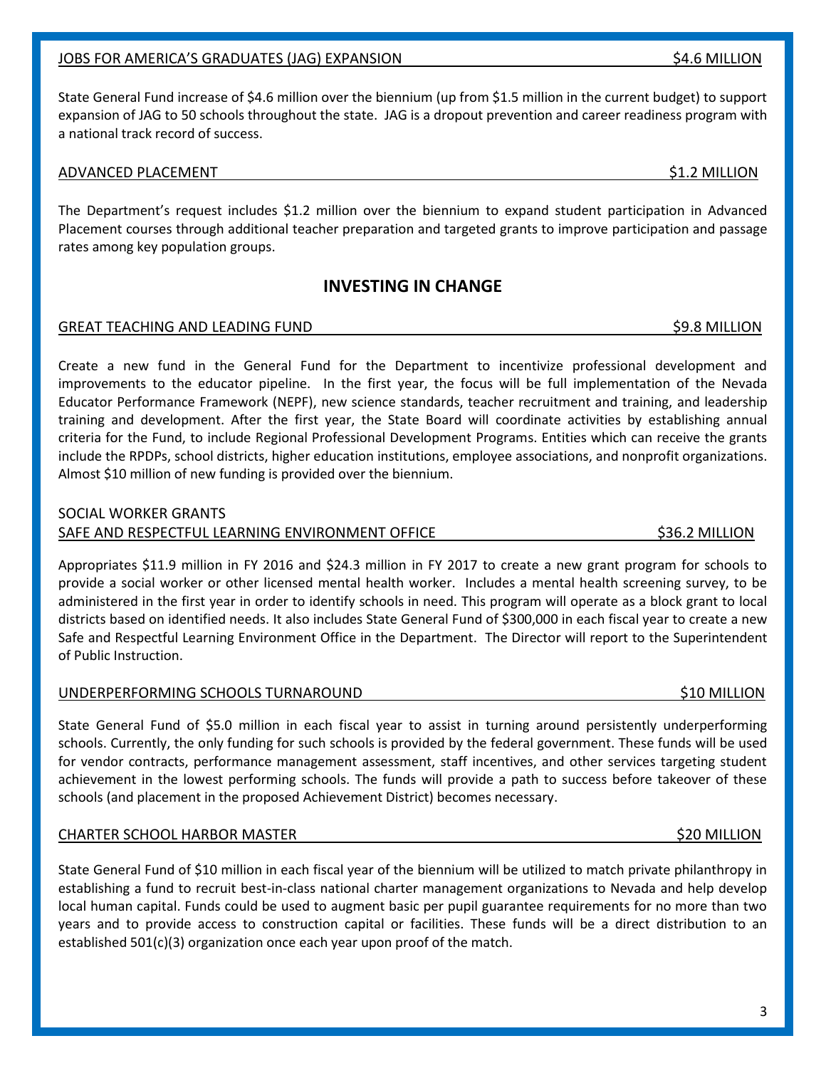### JOBS FOR AMERICA'S GRADUATES (JAG) EXPANSION — $4.6 MILLION

State General Fund increase of $4.6 million over the biennium (up from $1.5 million in the current budget) to support expansion of JAG to 50 schools throughout the state. JAG is a dropout prevention and career readiness program with a national track record of success.

### ADVANCED PLACEMENT — $1.2 MILLION

The Department's request includes $1.2 million over the biennium to expand student participation in Advanced Placement courses through additional teacher preparation and targeted grants to improve participation and passage rates among key population groups.

## INVESTING IN CHANGE

### GREAT TEACHING AND LEADING FUND — $9.8 MILLION

Create a new fund in the General Fund for the Department to incentivize professional development and improvements to the educator pipeline. In the first year, the focus will be full implementation of the Nevada Educator Performance Framework (NEPF), new science standards, teacher recruitment and training, and leadership training and development. After the first year, the State Board will coordinate activities by establishing annual criteria for the Fund, to include Regional Professional Development Programs. Entities which can receive the grants include the RPDPs, school districts, higher education institutions, employee associations, and nonprofit organizations. Almost $10 million of new funding is provided over the biennium.

### SOCIAL WORKER GRANTS
### SAFE AND RESPECTFUL LEARNING ENVIRONMENT OFFICE — $36.2 MILLION

Appropriates $11.9 million in FY 2016 and $24.3 million in FY 2017 to create a new grant program for schools to provide a social worker or other licensed mental health worker. Includes a mental health screening survey, to be administered in the first year in order to identify schools in need. This program will operate as a block grant to local districts based on identified needs. It also includes State General Fund of $300,000 in each fiscal year to create a new Safe and Respectful Learning Environment Office in the Department. The Director will report to the Superintendent of Public Instruction.

### UNDERPERFORMING SCHOOLS TURNAROUND — $10 MILLION

State General Fund of $5.0 million in each fiscal year to assist in turning around persistently underperforming schools. Currently, the only funding for such schools is provided by the federal government. These funds will be used for vendor contracts, performance management assessment, staff incentives, and other services targeting student achievement in the lowest performing schools. The funds will provide a path to success before takeover of these schools (and placement in the proposed Achievement District) becomes necessary.

### CHARTER SCHOOL HARBOR MASTER — $20 MILLION

State General Fund of $10 million in each fiscal year of the biennium will be utilized to match private philanthropy in establishing a fund to recruit best-in-class national charter management organizations to Nevada and help develop local human capital. Funds could be used to augment basic per pupil guarantee requirements for no more than two years and to provide access to construction capital or facilities. These funds will be a direct distribution to an established 501(c)(3) organization once each year upon proof of the match.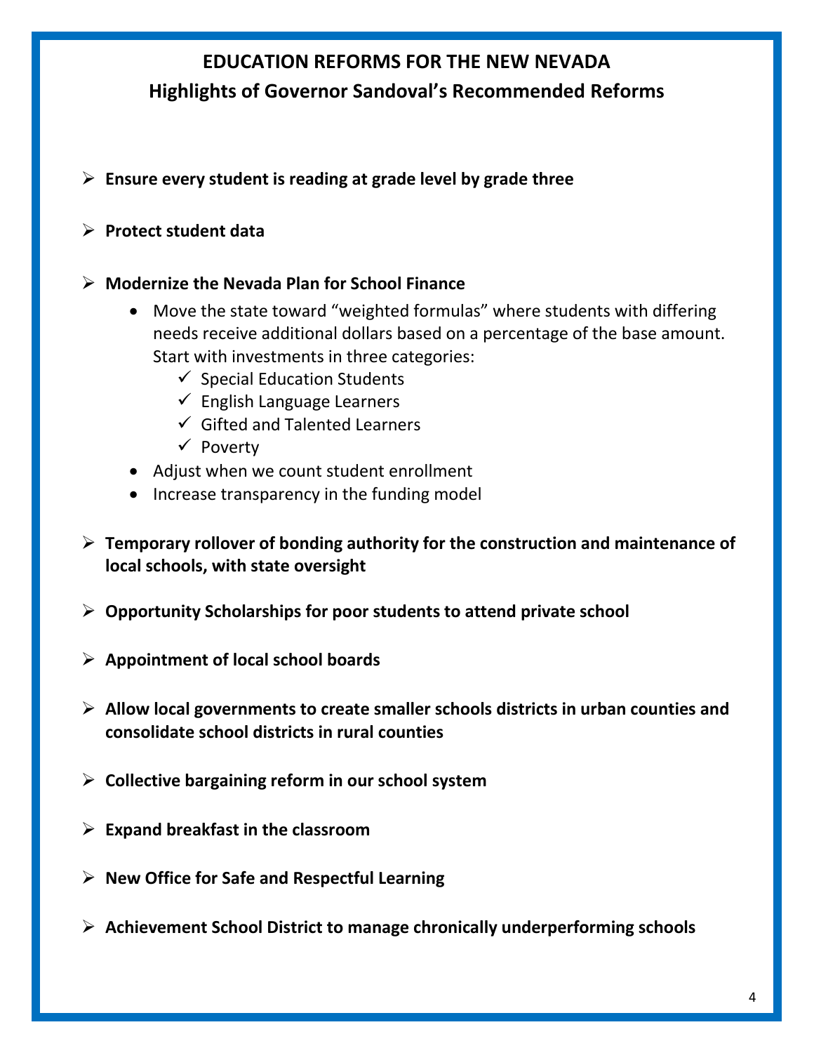# EDUCATION REFORMS FOR THE NEW NEVADA
## Highlights of Governor Sandoval's Recommended Reforms

- **Ensure every student is reading at grade level by grade three**
- **Protect student data**
- **Modernize the Nevada Plan for School Finance**
  - Move the state toward "weighted formulas" where students with differing needs receive additional dollars based on a percentage of the base amount. Start with investments in three categories:
    - ✓ Special Education Students
    - ✓ English Language Learners
    - ✓ Gifted and Talented Learners
    - ✓ Poverty
  - Adjust when we count student enrollment
  - Increase transparency in the funding model
- **Temporary rollover of bonding authority for the construction and maintenance of local schools, with state oversight**
- **Opportunity Scholarships for poor students to attend private school**
- **Appointment of local school boards**
- **Allow local governments to create smaller schools districts in urban counties and consolidate school districts in rural counties**
- **Collective bargaining reform in our school system**
- **Expand breakfast in the classroom**
- **New Office for Safe and Respectful Learning**
- **Achievement School District to manage chronically underperforming schools**